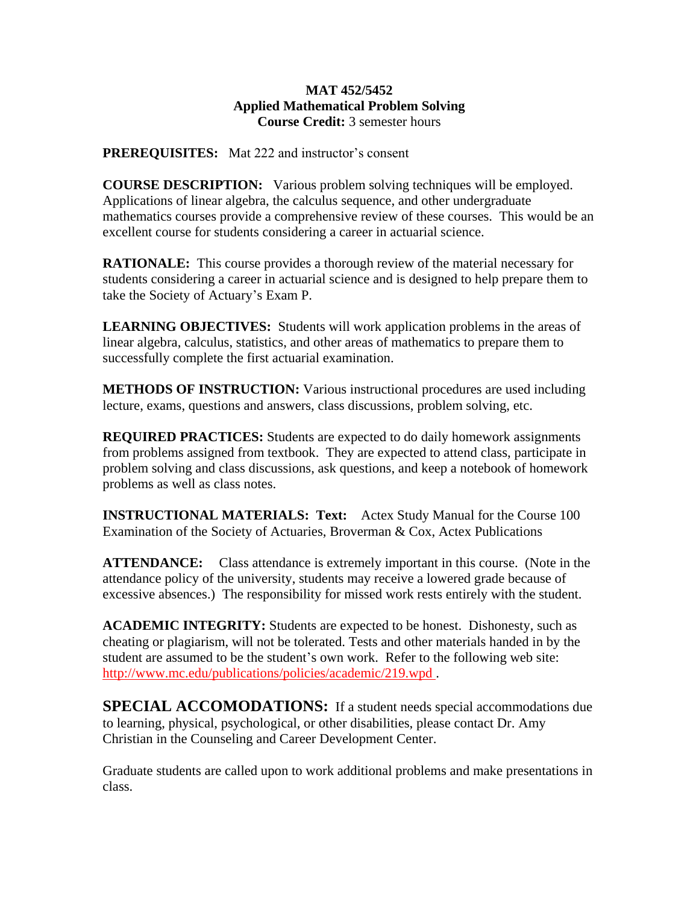**MAT 452/5452**
**Applied Mathematical Problem Solving**
**Course Credit:** 3 semester hours

**PREREQUISITES:** Mat 222 and instructor's consent

**COURSE DESCRIPTION:** Various problem solving techniques will be employed. Applications of linear algebra, the calculus sequence, and other undergraduate mathematics courses provide a comprehensive review of these courses. This would be an excellent course for students considering a career in actuarial science.

**RATIONALE:** This course provides a thorough review of the material necessary for students considering a career in actuarial science and is designed to help prepare them to take the Society of Actuary's Exam P.

**LEARNING OBJECTIVES:** Students will work application problems in the areas of linear algebra, calculus, statistics, and other areas of mathematics to prepare them to successfully complete the first actuarial examination.

**METHODS OF INSTRUCTION:** Various instructional procedures are used including lecture, exams, questions and answers, class discussions, problem solving, etc.

**REQUIRED PRACTICES:** Students are expected to do daily homework assignments from problems assigned from textbook. They are expected to attend class, participate in problem solving and class discussions, ask questions, and keep a notebook of homework problems as well as class notes.

**INSTRUCTIONAL MATERIALS: Text:** Actex Study Manual for the Course 100 Examination of the Society of Actuaries, Broverman & Cox, Actex Publications

**ATTENDANCE:** Class attendance is extremely important in this course. (Note in the attendance policy of the university, students may receive a lowered grade because of excessive absences.) The responsibility for missed work rests entirely with the student.

**ACADEMIC INTEGRITY:** Students are expected to be honest. Dishonesty, such as cheating or plagiarism, will not be tolerated. Tests and other materials handed in by the student are assumed to be the student's own work. Refer to the following web site: http://www.mc.edu/publications/policies/academic/219.wpd .

**SPECIAL ACCOMODATIONS:** If a student needs special accommodations due to learning, physical, psychological, or other disabilities, please contact Dr. Amy Christian in the Counseling and Career Development Center.

Graduate students are called upon to work additional problems and make presentations in class.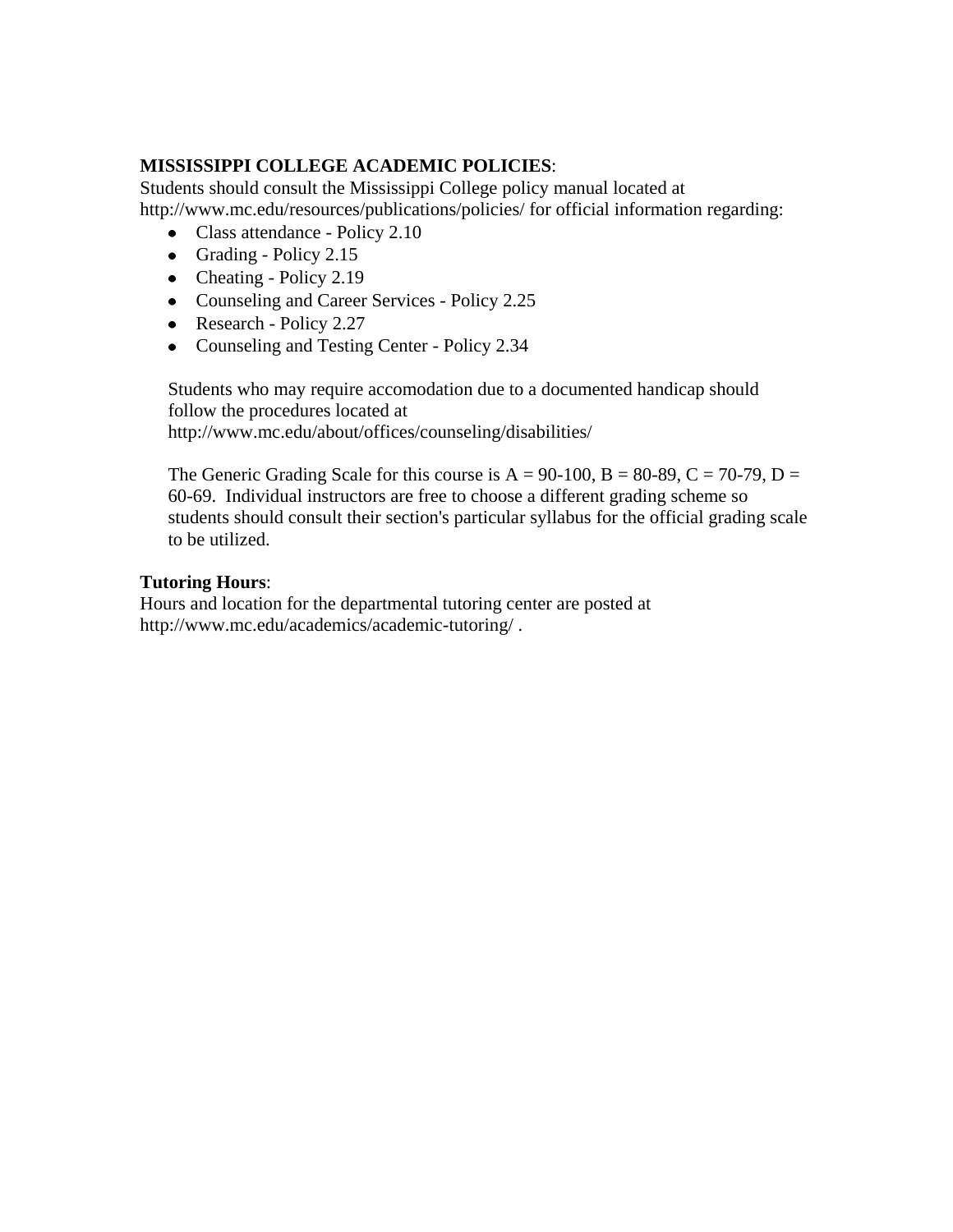**MISSISSIPPI COLLEGE ACADEMIC POLICIES**:
Students should consult the Mississippi College policy manual located at http://www.mc.edu/resources/publications/policies/ for official information regarding:

- Class attendance - Policy 2.10
- Grading - Policy 2.15
- Cheating - Policy 2.19
- Counseling and Career Services - Policy 2.25
- Research - Policy 2.27
- Counseling and Testing Center - Policy 2.34

Students who may require accomodation due to a documented handicap should follow the procedures located at http://www.mc.edu/about/offices/counseling/disabilities/

The Generic Grading Scale for this course is A = 90-100, B = 80-89, C = 70-79, D = 60-69. Individual instructors are free to choose a different grading scheme so students should consult their section's particular syllabus for the official grading scale to be utilized.

**Tutoring Hours**:
Hours and location for the departmental tutoring center are posted at http://www.mc.edu/academics/academic-tutoring/ .